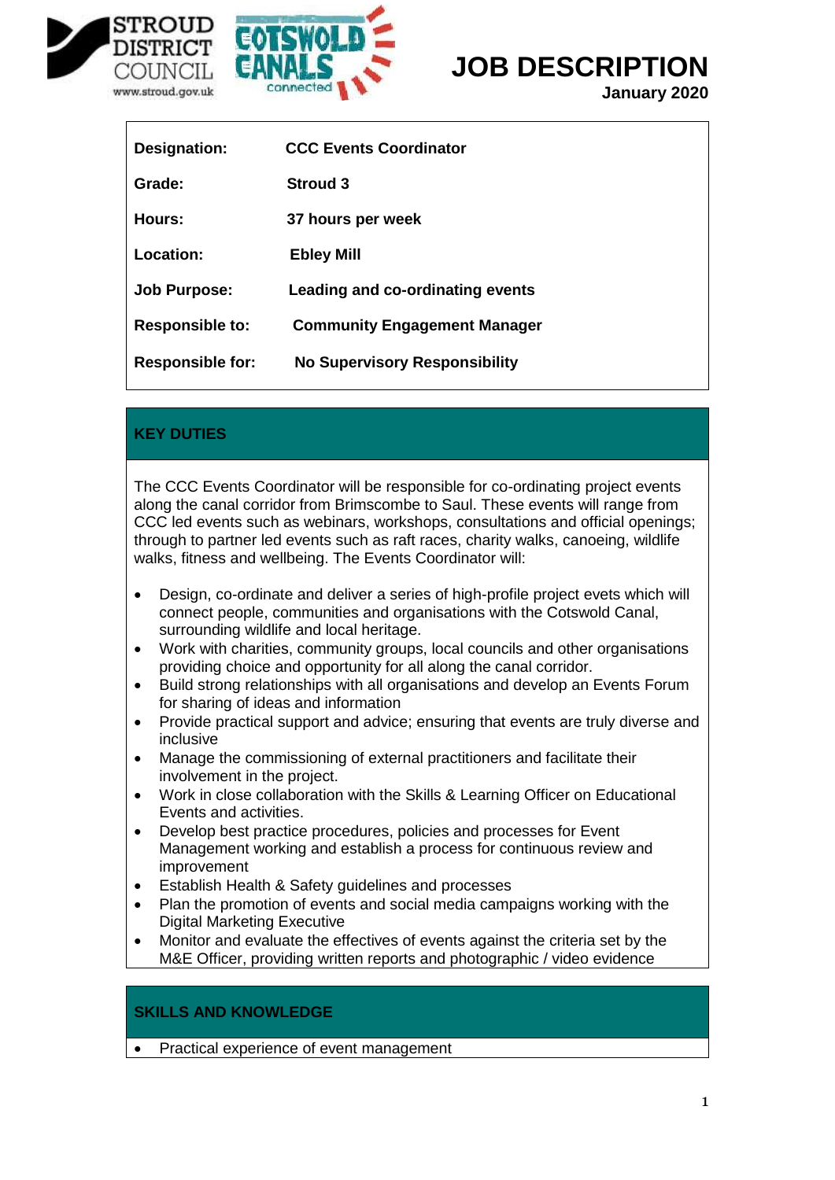# JOB DESCRIPTION

**January 2020**

| | |
|---|---|
| **Designation:** | **CCC Events Coordinator** |
| **Grade:** | **Stroud 3** |
| **Hours:** | **37 hours per week** |
| **Location:** | **Ebley Mill** |
| **Job Purpose:** | **Leading and co-ordinating events** |
| **Responsible to:** | **Community Engagement Manager** |
| **Responsible for:** | **No Supervisory Responsibility** |

## KEY DUTIES

The CCC Events Coordinator will be responsible for co-ordinating project events along the canal corridor from Brimscombe to Saul. These events will range from CCC led events such as webinars, workshops, consultations and official openings; through to partner led events such as raft races, charity walks, canoeing, wildlife walks, fitness and wellbeing. The Events Coordinator will:

- Design, co-ordinate and deliver a series of high-profile project evets which will connect people, communities and organisations with the Cotswold Canal, surrounding wildlife and local heritage.
- Work with charities, community groups, local councils and other organisations providing choice and opportunity for all along the canal corridor.
- Build strong relationships with all organisations and develop an Events Forum for sharing of ideas and information
- Provide practical support and advice; ensuring that events are truly diverse and inclusive
- Manage the commissioning of external practitioners and facilitate their involvement in the project.
- Work in close collaboration with the Skills & Learning Officer on Educational Events and activities.
- Develop best practice procedures, policies and processes for Event Management working and establish a process for continuous review and improvement
- Establish Health & Safety guidelines and processes
- Plan the promotion of events and social media campaigns working with the Digital Marketing Executive
- Monitor and evaluate the effectives of events against the criteria set by the M&E Officer, providing written reports and photographic / video evidence

## SKILLS AND KNOWLEDGE

- Practical experience of event management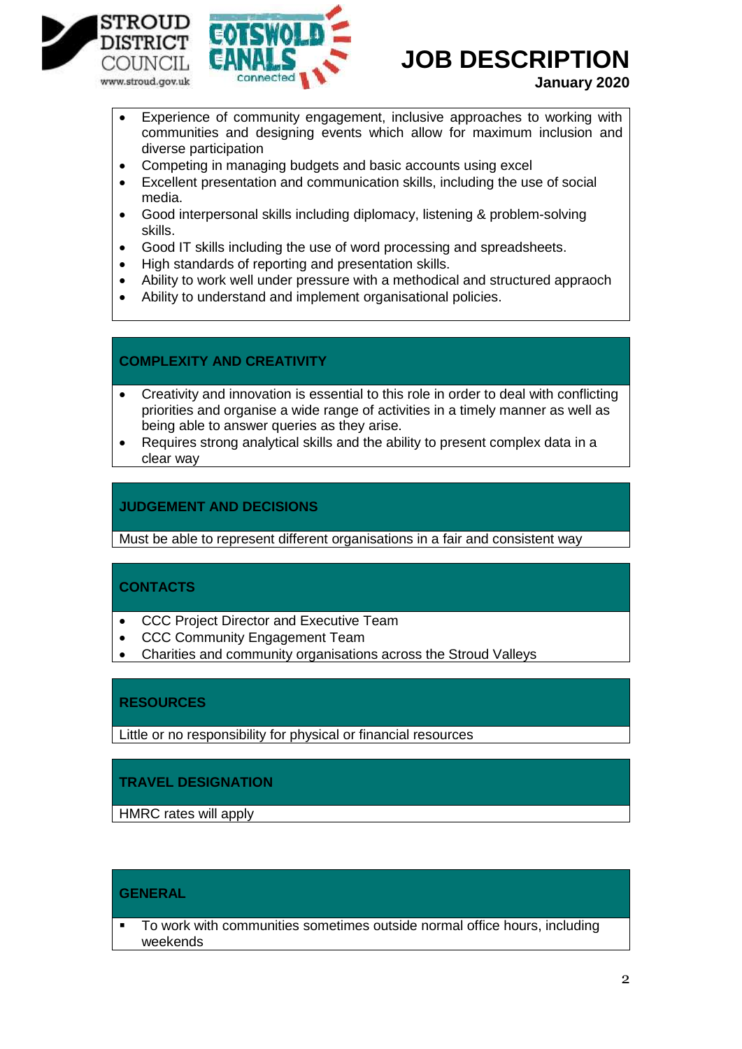- Experience of community engagement, inclusive approaches to working with communities and designing events which allow for maximum inclusion and diverse participation
- Competing in managing budgets and basic accounts using excel
- Excellent presentation and communication skills, including the use of social media.
- Good interpersonal skills including diplomacy, listening & problem-solving skills.
- Good IT skills including the use of word processing and spreadsheets.
- High standards of reporting and presentation skills.
- Ability to work well under pressure with a methodical and structured appraoch
- Ability to understand and implement organisational policies.

## COMPLEXITY AND CREATIVITY

- Creativity and innovation is essential to this role in order to deal with conflicting priorities and organise a wide range of activities in a timely manner as well as being able to answer queries as they arise.
- Requires strong analytical skills and the ability to present complex data in a clear way

## JUDGEMENT AND DECISIONS

Must be able to represent different organisations in a fair and consistent way

## CONTACTS

- CCC Project Director and Executive Team
- CCC Community Engagement Team
- Charities and community organisations across the Stroud Valleys

## RESOURCES

Little or no responsibility for physical or financial resources

## TRAVEL DESIGNATION

HMRC rates will apply

## GENERAL

- To work with communities sometimes outside normal office hours, including weekends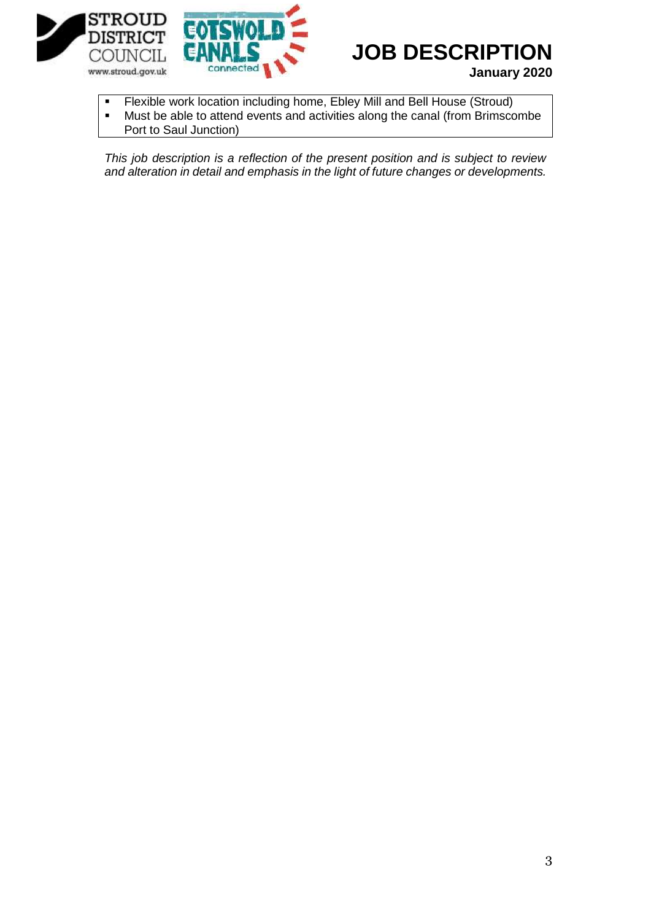- Flexible work location including home, Ebley Mill and Bell House (Stroud)
- Must be able to attend events and activities along the canal (from Brimscombe Port to Saul Junction)

*This job description is a reflection of the present position and is subject to review and alteration in detail and emphasis in the light of future changes or developments.*